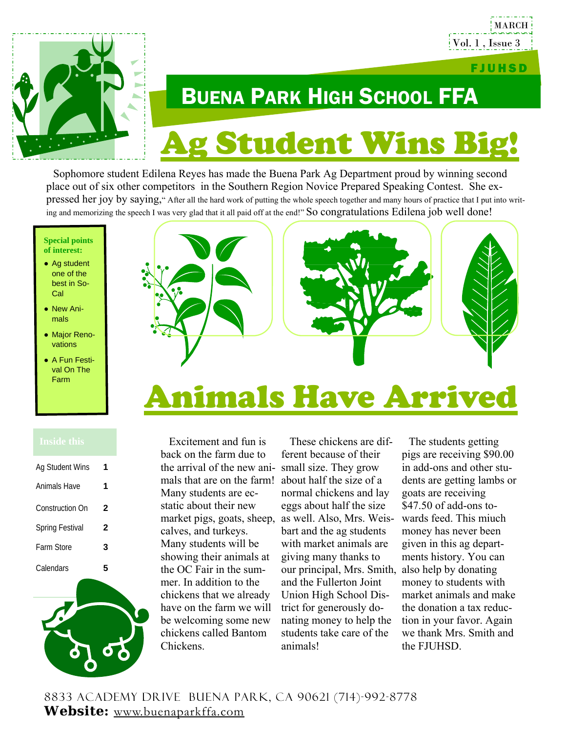MARCH

Vol. 1 , Issue 3

FJUHSD

# Buena Park High School FFA

## Ag Student Wins Big!

Sophomore student Edilena Reyes has made the Buena Park Ag Department proud by winning second place out of six other competitors in the Southern Region Novice Prepared Speaking Contest. She expressed her joy by saying," After all the hard work of putting the whole speech together and many hours of practice that I put into writing and memorizing the speech I was very glad that it all paid off at the end!" So congratulations Edilena job well done!

**Special points of interest:**

- Ag student one of the best in So-Cal
- New Animals
- Major Renovations
- A Fun Festival On The Farm

**Inside this**

| | |
|---|---|
| Ag Student Wins | 1 |
| Animals Have | 1 |
| Construction On | 2 |
| Spring Festival | 2 |
| Farm Store | 3 |
| Calendars | 5 |

## Animals Have Arrived

Excitement and fun is back on the farm due to the arrival of the new animals that are on the farm! Many students are ecstatic about their new market pigs, goats, sheep, calves, and turkeys. Many students will be showing their animals at the OC Fair in the summer. In addition to the chickens that we already have on the farm we will be welcoming some new chickens called Bantom Chickens.

These chickens are different because of their small size. They grow about half the size of a normal chickens and lay eggs about half the size as well. Also, Mrs. Weisbart and the ag students with market animals are giving many thanks to our principal, Mrs. Smith, and the Fullerton Joint Union High School District for generously donating money to help the students take care of the animals!

The students getting pigs are receiving $90.00 in add-ons and other students are getting lambs or goats are receiving $47.50 of add-ons towards feed. This miuch money has never been given in this ag departments history. You can also help by donating money to students with market animals and make the donation a tax reduction in your favor. Again we thank Mrs. Smith and the FJUHSD.

8833 ACADEMY DRIVE BUENA PARK, CA 90621 (714)-992-8778

**Website:** www.buenaparkffa.com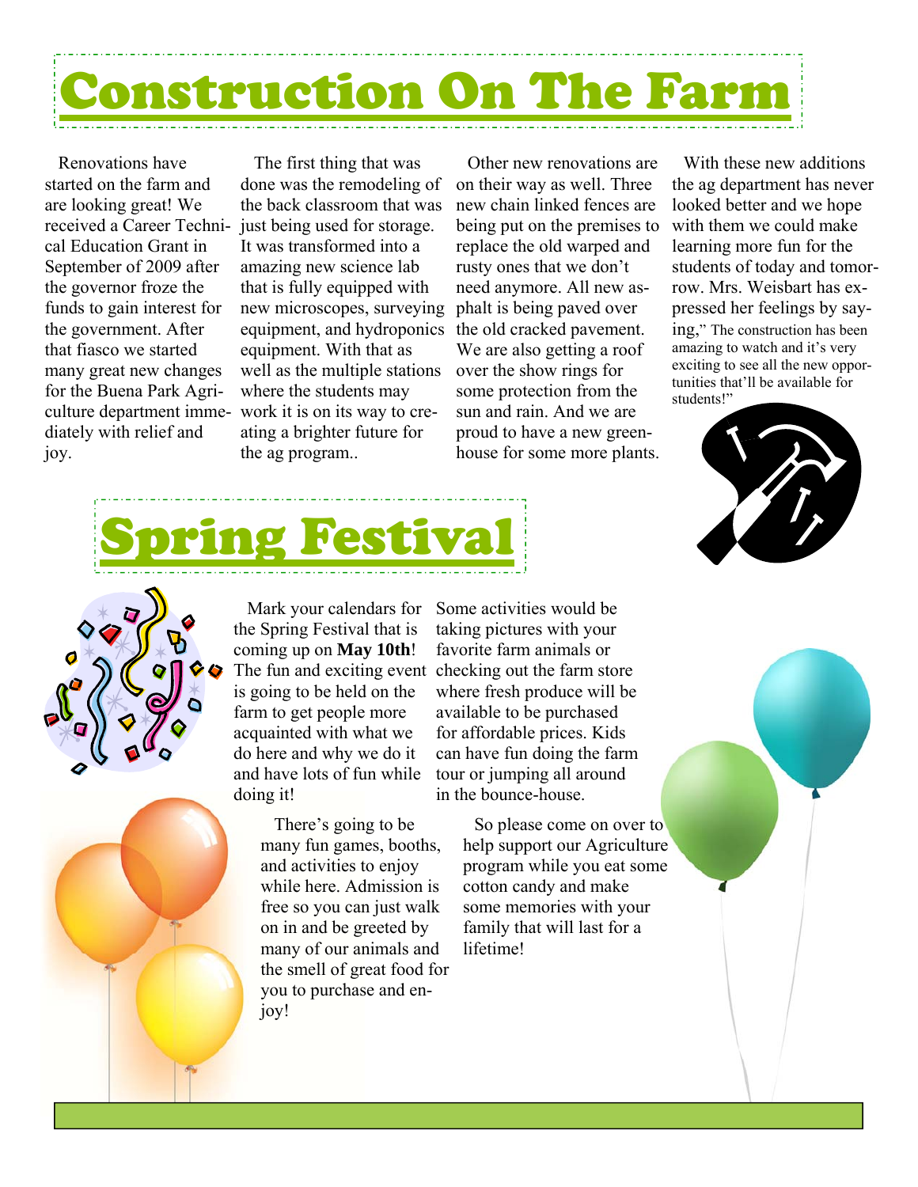# Construction On The Farm

Renovations have started on the farm and are looking great! We received a Career Technical Education Grant in September of 2009 after the governor froze the funds to gain interest for the government. After that fiasco we started many great new changes for the Buena Park Agriculture department immediately with relief and joy.

The first thing that was done was the remodeling of the back classroom that was just being used for storage. It was transformed into a amazing new science lab that is fully equipped with new microscopes, surveying equipment, and hydroponics equipment. With that as well as the multiple stations where the students may work it is on its way to creating a brighter future for the ag program..

Other new renovations are on their way as well. Three new chain linked fences are being put on the premises to replace the old warped and rusty ones that we don't need anymore. All new asphalt is being paved over the old cracked pavement. We are also getting a roof over the show rings for some protection from the sun and rain. And we are proud to have a new greenhouse for some more plants.

With these new additions the ag department has never looked better and we hope with them we could make learning more fun for the students of today and tomorrow. Mrs. Weisbart has expressed her feelings by saying," The construction has been amazing to watch and it's very exciting to see all the new opportunities that'll be available for students!"

# Spring Festival

Mark your calendars for the Spring Festival that is coming up on **May 10th**! The fun and exciting event is going to be held on the farm to get people more acquainted with what we do here and why we do it and have lots of fun while doing it!

Some activities would be taking pictures with your favorite farm animals or checking out the farm store where fresh produce will be available to be purchased for affordable prices. Kids can have fun doing the farm tour or jumping all around in the bounce-house.

There's going to be many fun games, booths, and activities to enjoy while here. Admission is free so you can just walk on in and be greeted by many of our animals and the smell of great food for you to purchase and enjoy!

So please come on over to help support our Agriculture program while you eat some cotton candy and make some memories with your family that will last for a lifetime!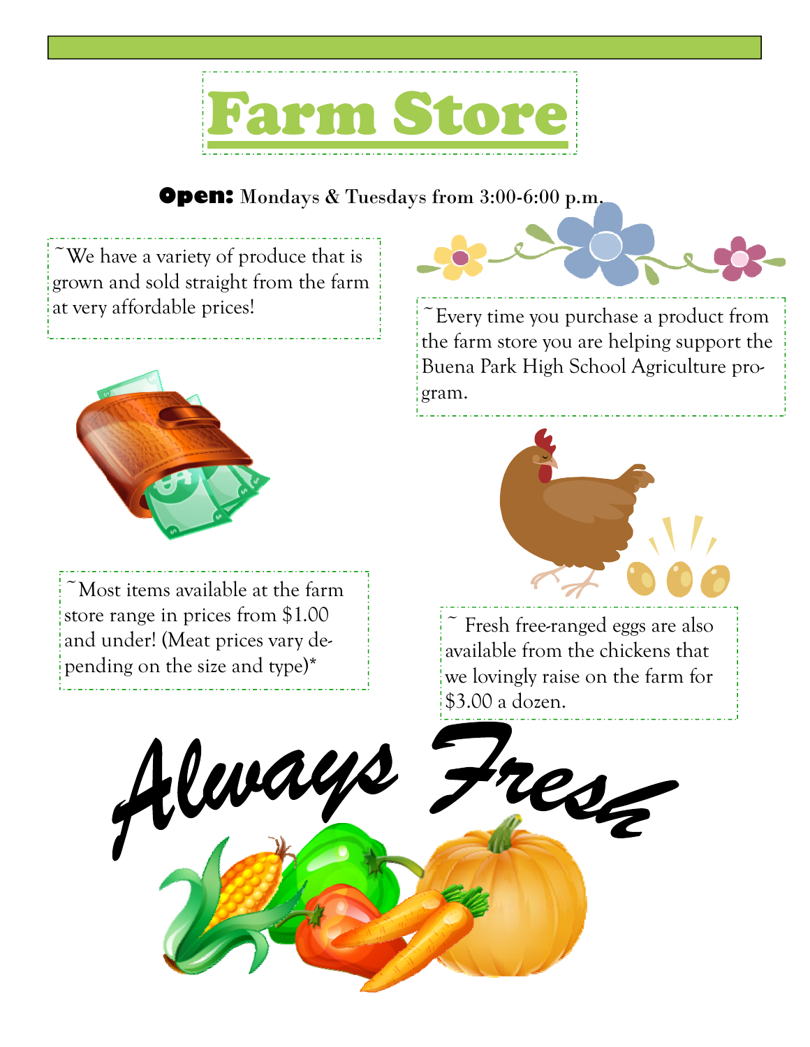# Farm Store

**Open:** Mondays & Tuesdays from 3:00-6:00 p.m.

~We have a variety of produce that is grown and sold straight from the farm at very affordable prices!

~Every time you purchase a product from the farm store you are helping support the Buena Park High School Agriculture program.

~Most items available at the farm store range in prices from $1.00 and under! (Meat prices vary depending on the size and type)*

~ Fresh free-ranged eggs are also available from the chickens that we lovingly raise on the farm for $3.00 a dozen.

*Always Fresh*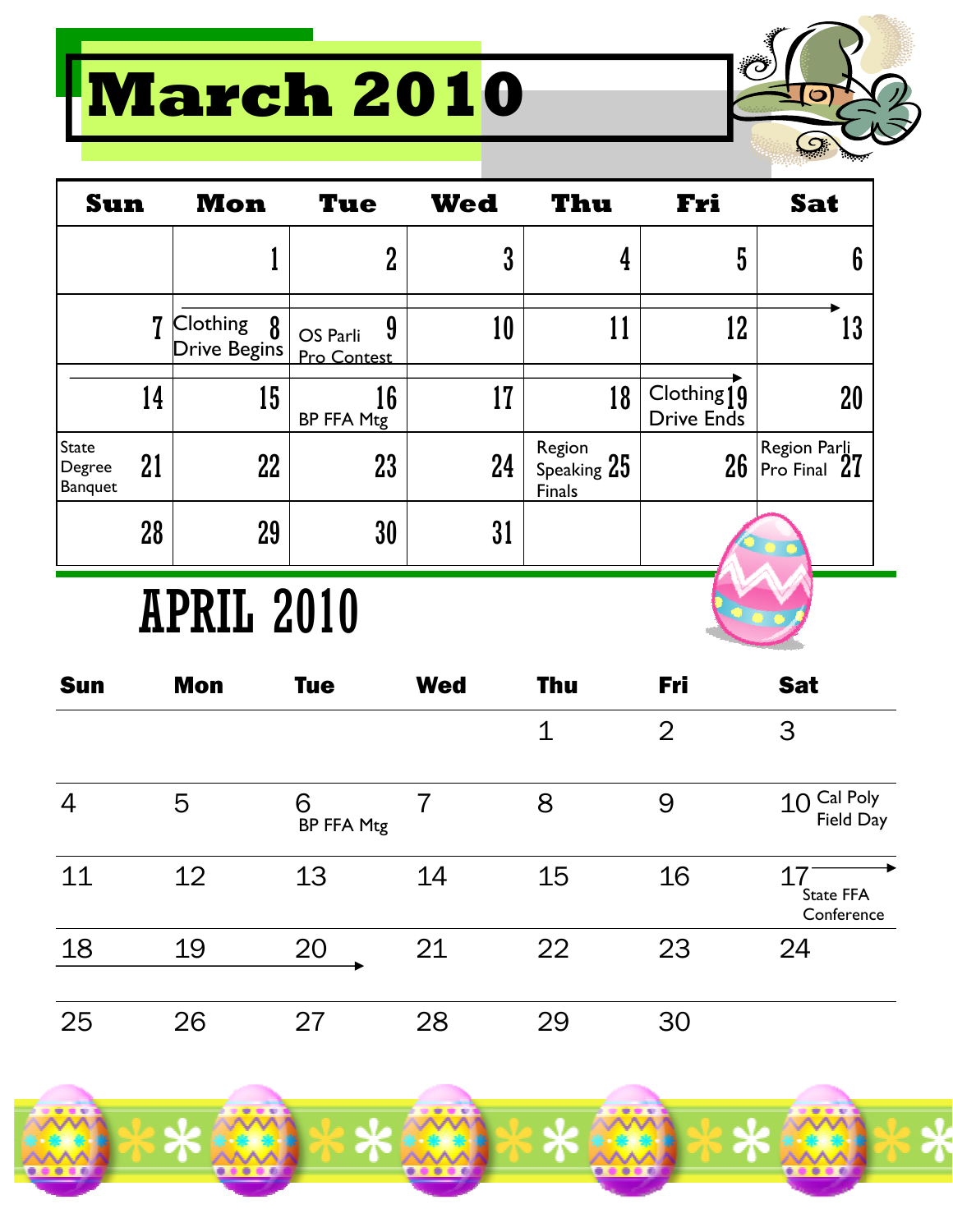# March 2010

| Sun | Mon | Tue | Wed | Thu | Fri | Sat |
|---|---|---|---|---|---|---|
| | 1 | 2 | 3 | 4 | 5 | 6 |
| 7 | 8 Clothing Drive Begins | 9 OS Parli Pro Contest | 10 | 11 | 12 | 13 |
| 14 | 15 | 16 BP FFA Mtg | 17 | 18 | 19 Clothing Drive Ends | 20 |
| 21 State Degree Banquet | 22 | 23 | 24 | 25 Region Speaking Finals | 26 | 27 Region Parli Pro Final |
| 28 | 29 | 30 | 31 | | | |

# APRIL 2010

| Sun | Mon | Tue | Wed | Thu | Fri | Sat |
|---|---|---|---|---|---|---|
| | | | | 1 | 2 | 3 |
| 4 | 5 | 6 BP FFA Mtg | 7 | 8 | 9 | 10 Cal Poly Field Day |
| 11 | 12 | 13 | 14 | 15 | 16 | 17 State FFA Conference |
| 18 | 19 | 20 | 21 | 22 | 23 | 24 |
| 25 | 26 | 27 | 28 | 29 | 30 | |